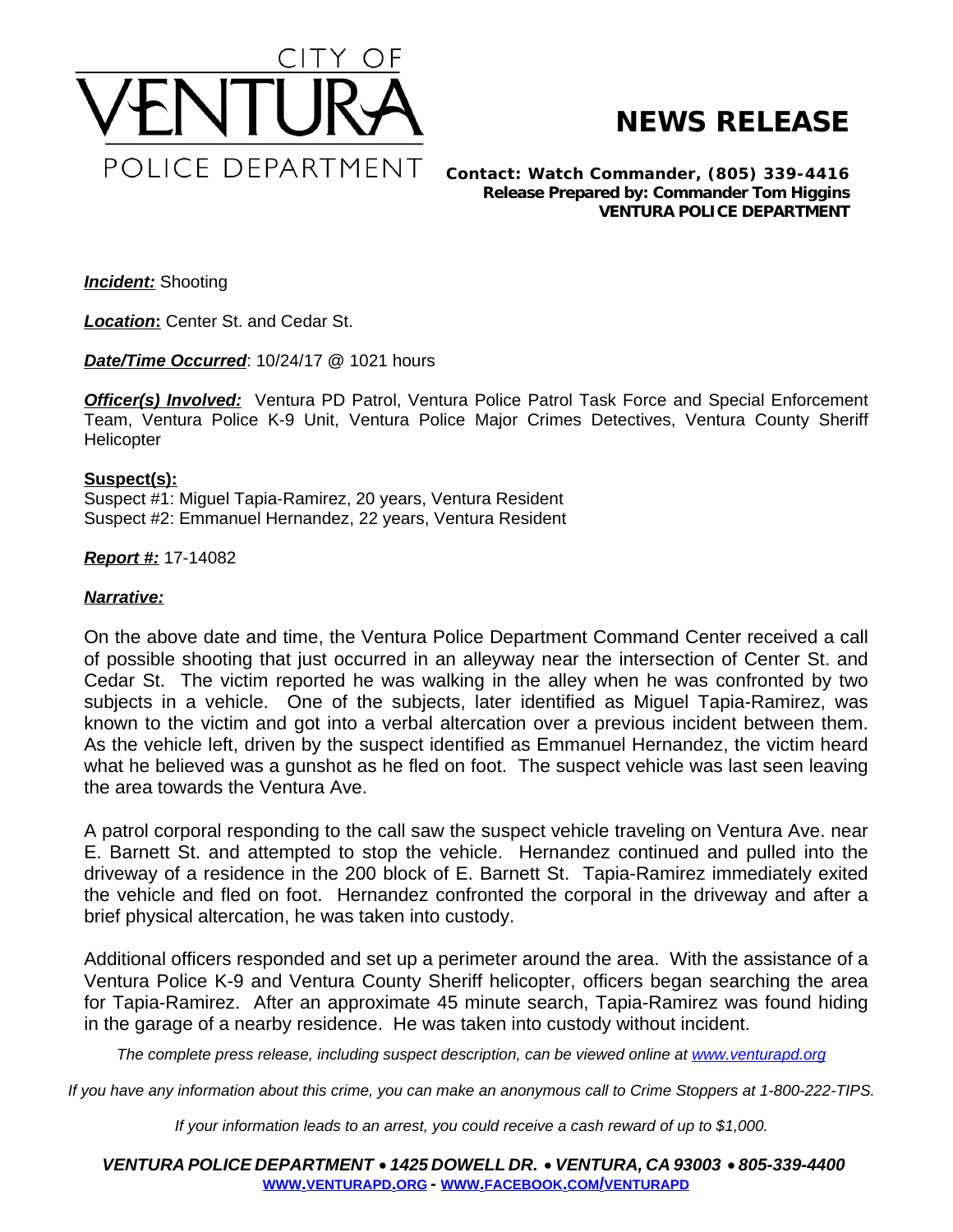CITY OF VENTURA POLICE DEPARTMENT

# NEWS RELEASE

**Contact: Watch Commander, (805) 339-4416**
**Release Prepared by: Commander Tom Higgins**
**VENTURA POLICE DEPARTMENT**

***Incident:*** Shooting

***Location*:** Center St. and Cedar St.

***Date/Time Occurred***: 10/24/17 @ 1021 hours

***Officer(s) Involved:*** Ventura PD Patrol, Ventura Police Patrol Task Force and Special Enforcement Team, Ventura Police K-9 Unit, Ventura Police Major Crimes Detectives, Ventura County Sheriff Helicopter

**Suspect(s):**
Suspect #1: Miguel Tapia-Ramirez, 20 years, Ventura Resident
Suspect #2: Emmanuel Hernandez, 22 years, Ventura Resident

***Report #:*** 17-14082

***Narrative:***

On the above date and time, the Ventura Police Department Command Center received a call of possible shooting that just occurred in an alleyway near the intersection of Center St. and Cedar St. The victim reported he was walking in the alley when he was confronted by two subjects in a vehicle. One of the subjects, later identified as Miguel Tapia-Ramirez, was known to the victim and got into a verbal altercation over a previous incident between them. As the vehicle left, driven by the suspect identified as Emmanuel Hernandez, the victim heard what he believed was a gunshot as he fled on foot. The suspect vehicle was last seen leaving the area towards the Ventura Ave.

A patrol corporal responding to the call saw the suspect vehicle traveling on Ventura Ave. near E. Barnett St. and attempted to stop the vehicle. Hernandez continued and pulled into the driveway of a residence in the 200 block of E. Barnett St. Tapia-Ramirez immediately exited the vehicle and fled on foot. Hernandez confronted the corporal in the driveway and after a brief physical altercation, he was taken into custody.

Additional officers responded and set up a perimeter around the area. With the assistance of a Ventura Police K-9 and Ventura County Sheriff helicopter, officers began searching the area for Tapia-Ramirez. After an approximate 45 minute search, Tapia-Ramirez was found hiding in the garage of a nearby residence. He was taken into custody without incident.

*The complete press release, including suspect description, can be viewed online at www.venturapd.org*

*If you have any information about this crime, you can make an anonymous call to Crime Stoppers at 1-800-222-TIPS.*

*If your information leads to an arrest, you could receive a cash reward of up to $1,000.*

***VENTURA POLICE DEPARTMENT • 1425 DOWELL DR. • VENTURA, CA 93003 • 805-339-4400***
**WWW.VENTURAPD.ORG - WWW.FACEBOOK.COM/VENTURAPD**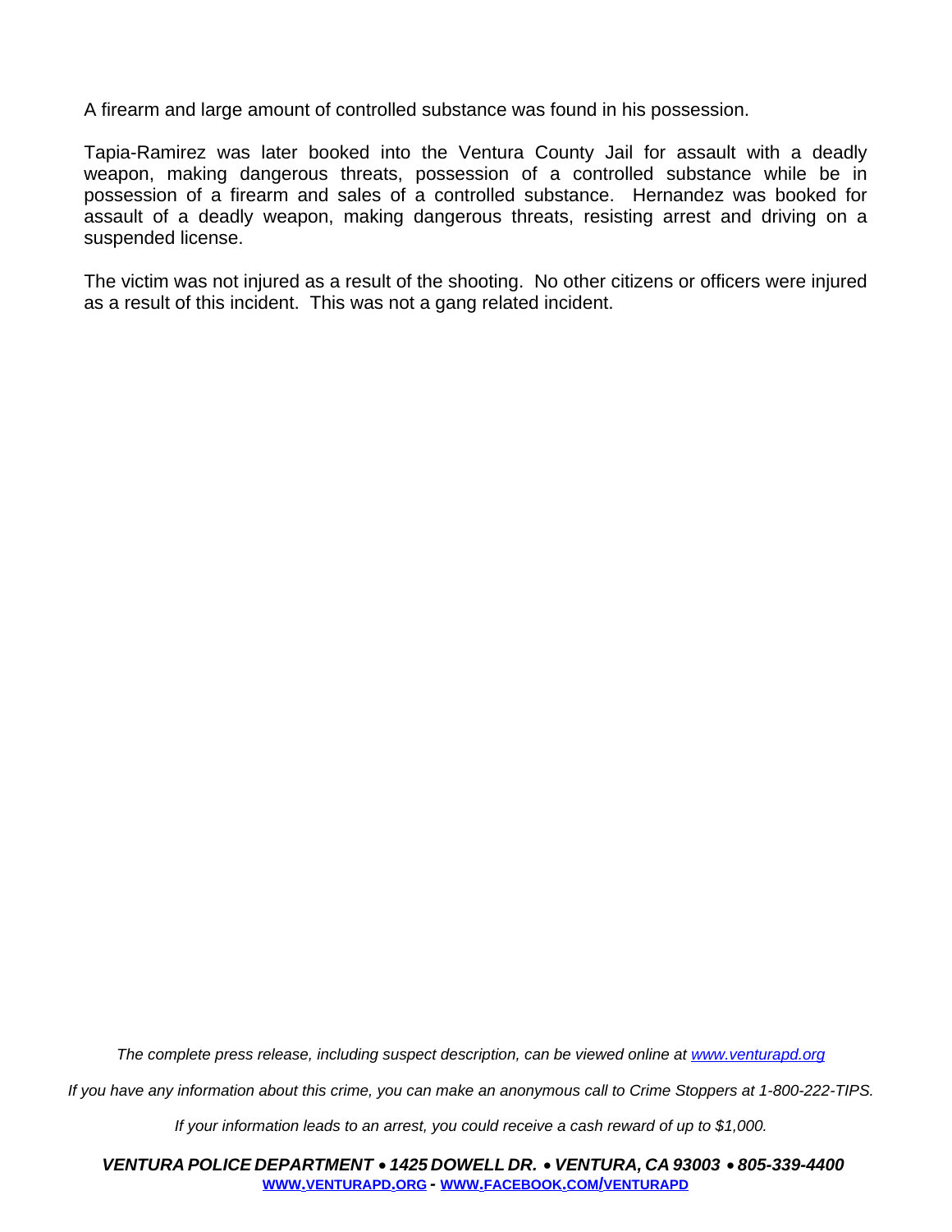A firearm and large amount of controlled substance was found in his possession.

Tapia-Ramirez was later booked into the Ventura County Jail for assault with a deadly weapon, making dangerous threats, possession of a controlled substance while be in possession of a firearm and sales of a controlled substance. Hernandez was booked for assault of a deadly weapon, making dangerous threats, resisting arrest and driving on a suspended license.

The victim was not injured as a result of the shooting. No other citizens or officers were injured as a result of this incident. This was not a gang related incident.

*The complete press release, including suspect description, can be viewed online at [www.venturapd.org](http://www.venturapd.org)*

*If you have any information about this crime, you can make an anonymous call to Crime Stoppers at 1-800-222-TIPS.*

*If your information leads to an arrest, you could receive a cash reward of up to $1,000.*

***VENTURA POLICE DEPARTMENT • 1425 DOWELL DR. • VENTURA, CA 93003 • 805-339-4400***

**[WWW.VENTURAPD.ORG](http://www.venturapd.org) - [WWW.FACEBOOK.COM/VENTURAPD](http://www.facebook.com/venturapd)**